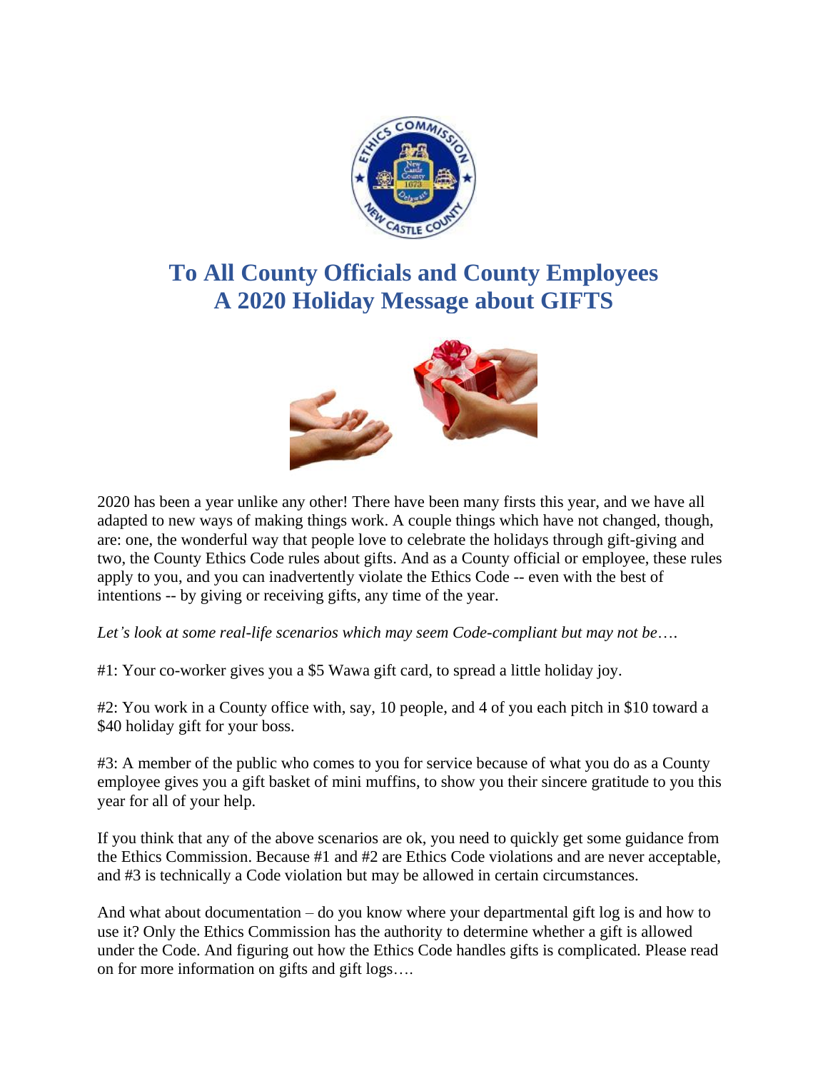# To All County Officials and County Employees
# A 2020 Holiday Message about GIFTS

2020 has been a year unlike any other! There have been many firsts this year, and we have all adapted to new ways of making things work. A couple things which have not changed, though, are: one, the wonderful way that people love to celebrate the holidays through gift-giving and two, the County Ethics Code rules about gifts. And as a County official or employee, these rules apply to you, and you can inadvertently violate the Ethics Code -- even with the best of intentions -- by giving or receiving gifts, any time of the year.

*Let's look at some real-life scenarios which may seem Code-compliant but may not be….*

#1: Your co-worker gives you a $5 Wawa gift card, to spread a little holiday joy.

#2: You work in a County office with, say, 10 people, and 4 of you each pitch in $10 toward a $40 holiday gift for your boss.

#3: A member of the public who comes to you for service because of what you do as a County employee gives you a gift basket of mini muffins, to show you their sincere gratitude to you this year for all of your help.

If you think that any of the above scenarios are ok, you need to quickly get some guidance from the Ethics Commission. Because #1 and #2 are Ethics Code violations and are never acceptable, and #3 is technically a Code violation but may be allowed in certain circumstances.

And what about documentation – do you know where your departmental gift log is and how to use it? Only the Ethics Commission has the authority to determine whether a gift is allowed under the Code. And figuring out how the Ethics Code handles gifts is complicated. Please read on for more information on gifts and gift logs….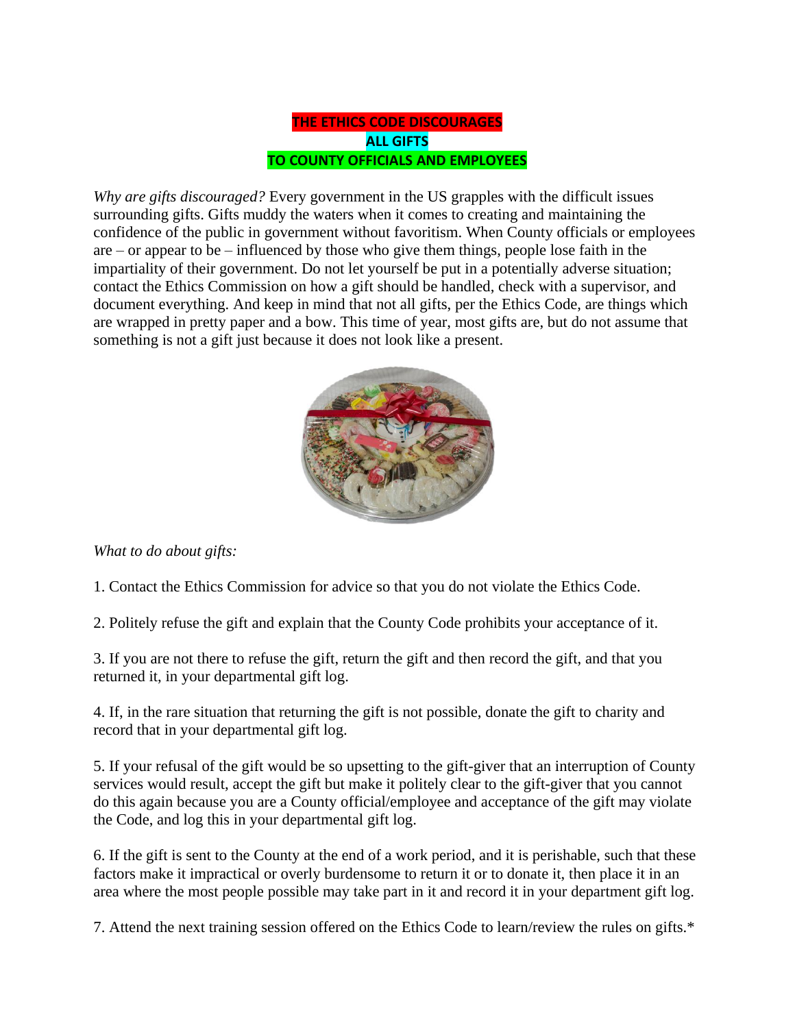**THE ETHICS CODE DISCOURAGES**
**ALL GIFTS**
**TO COUNTY OFFICIALS AND EMPLOYEES**

*Why are gifts discouraged?* Every government in the US grapples with the difficult issues surrounding gifts. Gifts muddy the waters when it comes to creating and maintaining the confidence of the public in government without favoritism. When County officials or employees are – or appear to be – influenced by those who give them things, people lose faith in the impartiality of their government. Do not let yourself be put in a potentially adverse situation; contact the Ethics Commission on how a gift should be handled, check with a supervisor, and document everything. And keep in mind that not all gifts, per the Ethics Code, are things which are wrapped in pretty paper and a bow. This time of year, most gifts are, but do not assume that something is not a gift just because it does not look like a present.

*What to do about gifts:*

1. Contact the Ethics Commission for advice so that you do not violate the Ethics Code.

2. Politely refuse the gift and explain that the County Code prohibits your acceptance of it.

3. If you are not there to refuse the gift, return the gift and then record the gift, and that you returned it, in your departmental gift log.

4. If, in the rare situation that returning the gift is not possible, donate the gift to charity and record that in your departmental gift log.

5. If your refusal of the gift would be so upsetting to the gift-giver that an interruption of County services would result, accept the gift but make it politely clear to the gift-giver that you cannot do this again because you are a County official/employee and acceptance of the gift may violate the Code, and log this in your departmental gift log.

6. If the gift is sent to the County at the end of a work period, and it is perishable, such that these factors make it impractical or overly burdensome to return it or to donate it, then place it in an area where the most people possible may take part in it and record it in your department gift log.

7. Attend the next training session offered on the Ethics Code to learn/review the rules on gifts.*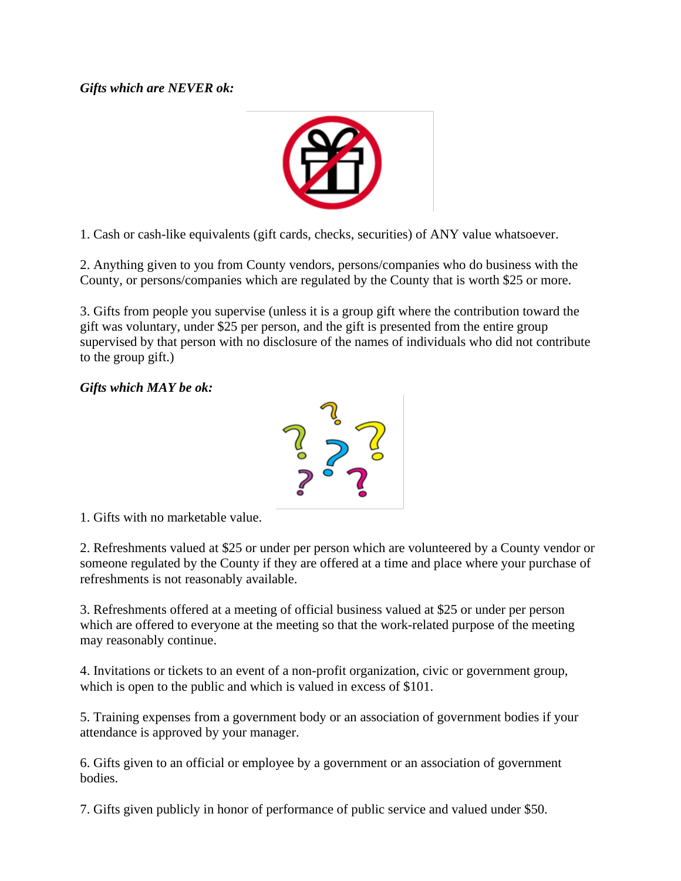***Gifts which are NEVER ok:***

1. Cash or cash-like equivalents (gift cards, checks, securities) of ANY value whatsoever.

2. Anything given to you from County vendors, persons/companies who do business with the County, or persons/companies which are regulated by the County that is worth $25 or more.

3. Gifts from people you supervise (unless it is a group gift where the contribution toward the gift was voluntary, under $25 per person, and the gift is presented from the entire group supervised by that person with no disclosure of the names of individuals who did not contribute to the group gift.)

***Gifts which MAY be ok:***

1. Gifts with no marketable value.

2. Refreshments valued at $25 or under per person which are volunteered by a County vendor or someone regulated by the County if they are offered at a time and place where your purchase of refreshments is not reasonably available.

3. Refreshments offered at a meeting of official business valued at $25 or under per person which are offered to everyone at the meeting so that the work-related purpose of the meeting may reasonably continue.

4. Invitations or tickets to an event of a non-profit organization, civic or government group, which is open to the public and which is valued in excess of $101.

5. Training expenses from a government body or an association of government bodies if your attendance is approved by your manager.

6. Gifts given to an official or employee by a government or an association of government bodies.

7. Gifts given publicly in honor of performance of public service and valued under $50.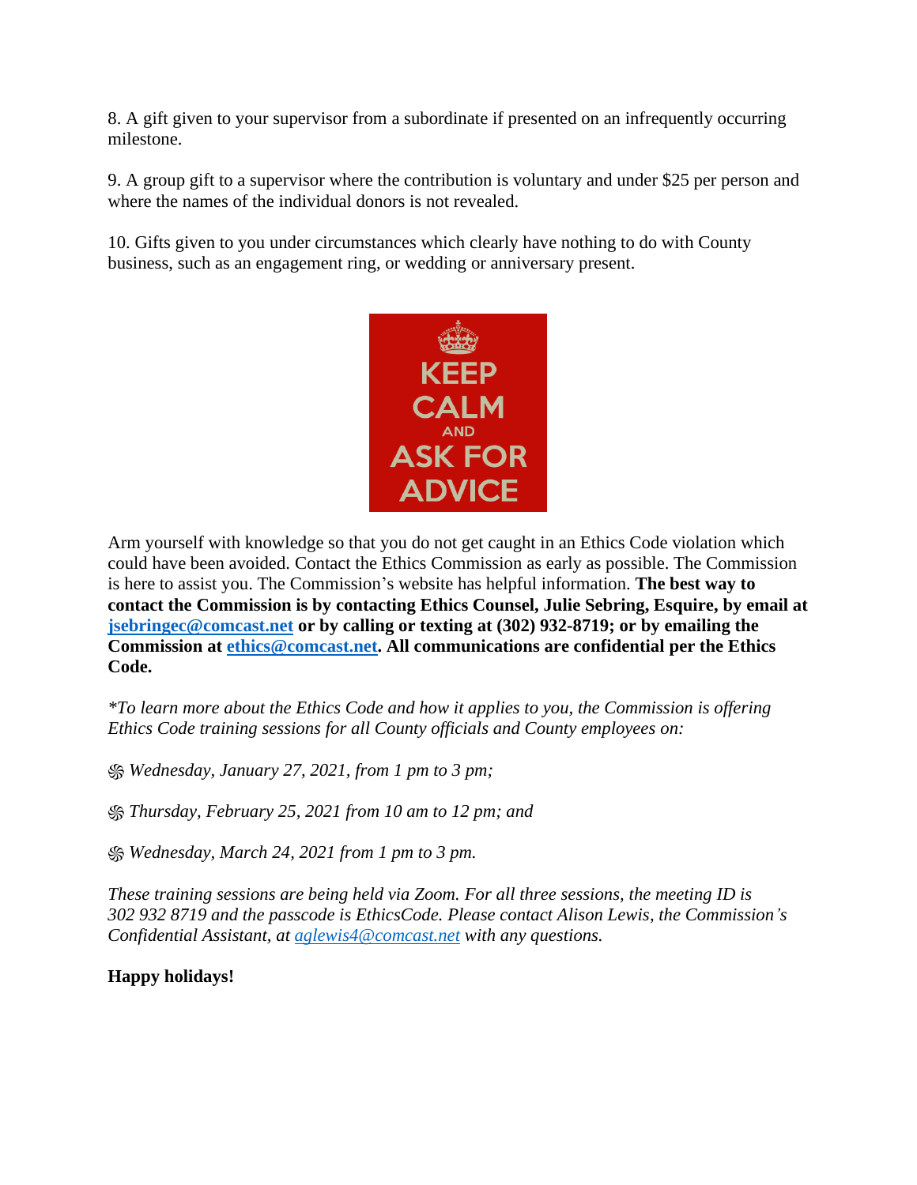8. A gift given to your supervisor from a subordinate if presented on an infrequently occurring milestone.

9. A group gift to a supervisor where the contribution is voluntary and under $25 per person and where the names of the individual donors is not revealed.

10. Gifts given to you under circumstances which clearly have nothing to do with County business, such as an engagement ring, or wedding or anniversary present.

KEEP CALM AND ASK FOR ADVICE

Arm yourself with knowledge so that you do not get caught in an Ethics Code violation which could have been avoided. Contact the Ethics Commission as early as possible. The Commission is here to assist you. The Commission's website has helpful information. **The best way to contact the Commission is by contacting Ethics Counsel, Julie Sebring, Esquire, by email at jsebringec@comcast.net or by calling or texting at (302) 932-8719; or by emailing the Commission at ethics@comcast.net. All communications are confidential per the Ethics Code.**

*\*To learn more about the Ethics Code and how it applies to you, the Commission is offering Ethics Code training sessions for all County officials and County employees on:*

- *Wednesday, January 27, 2021, from 1 pm to 3 pm;*
- *Thursday, February 25, 2021 from 10 am to 12 pm; and*
- *Wednesday, March 24, 2021 from 1 pm to 3 pm.*

*These training sessions are being held via Zoom. For all three sessions, the meeting ID is 302 932 8719 and the passcode is EthicsCode. Please contact Alison Lewis, the Commission's Confidential Assistant, at aglewis4@comcast.net with any questions.*

**Happy holidays!**